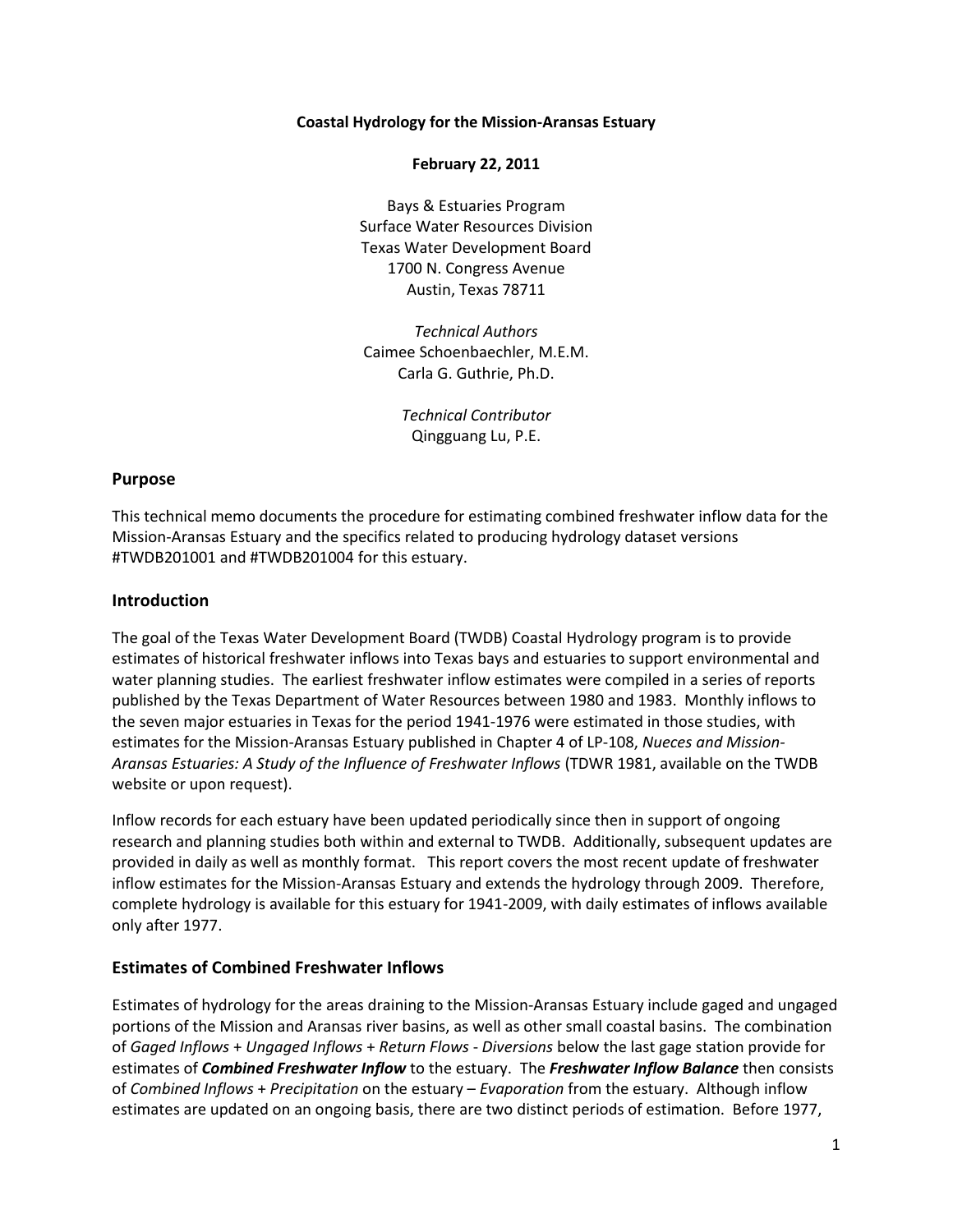**Coastal Hydrology for the Mission-Aransas Estuary**

**February 22, 2011**

Bays & Estuaries Program
Surface Water Resources Division
Texas Water Development Board
1700 N. Congress Avenue
Austin, Texas 78711

*Technical Authors*
Caimee Schoenbaechler, M.E.M.
Carla G. Guthrie, Ph.D.

*Technical Contributor*
Qingguang Lu, P.E.

## Purpose

This technical memo documents the procedure for estimating combined freshwater inflow data for the Mission-Aransas Estuary and the specifics related to producing hydrology dataset versions #TWDB201001 and #TWDB201004 for this estuary.

## Introduction

The goal of the Texas Water Development Board (TWDB) Coastal Hydrology program is to provide estimates of historical freshwater inflows into Texas bays and estuaries to support environmental and water planning studies. The earliest freshwater inflow estimates were compiled in a series of reports published by the Texas Department of Water Resources between 1980 and 1983. Monthly inflows to the seven major estuaries in Texas for the period 1941-1976 were estimated in those studies, with estimates for the Mission-Aransas Estuary published in Chapter 4 of LP-108, *Nueces and Mission-Aransas Estuaries: A Study of the Influence of Freshwater Inflows* (TDWR 1981, available on the TWDB website or upon request).

Inflow records for each estuary have been updated periodically since then in support of ongoing research and planning studies both within and external to TWDB. Additionally, subsequent updates are provided in daily as well as monthly format. This report covers the most recent update of freshwater inflow estimates for the Mission-Aransas Estuary and extends the hydrology through 2009. Therefore, complete hydrology is available for this estuary for 1941-2009, with daily estimates of inflows available only after 1977.

## Estimates of Combined Freshwater Inflows

Estimates of hydrology for the areas draining to the Mission-Aransas Estuary include gaged and ungaged portions of the Mission and Aransas river basins, as well as other small coastal basins. The combination of *Gaged Inflows* + *Ungaged Inflows* + *Return Flows* - *Diversions* below the last gage station provide for estimates of ***Combined Freshwater Inflow*** to the estuary. The ***Freshwater Inflow Balance*** then consists of *Combined Inflows* + *Precipitation* on the estuary – *Evaporation* from the estuary. Although inflow estimates are updated on an ongoing basis, there are two distinct periods of estimation. Before 1977,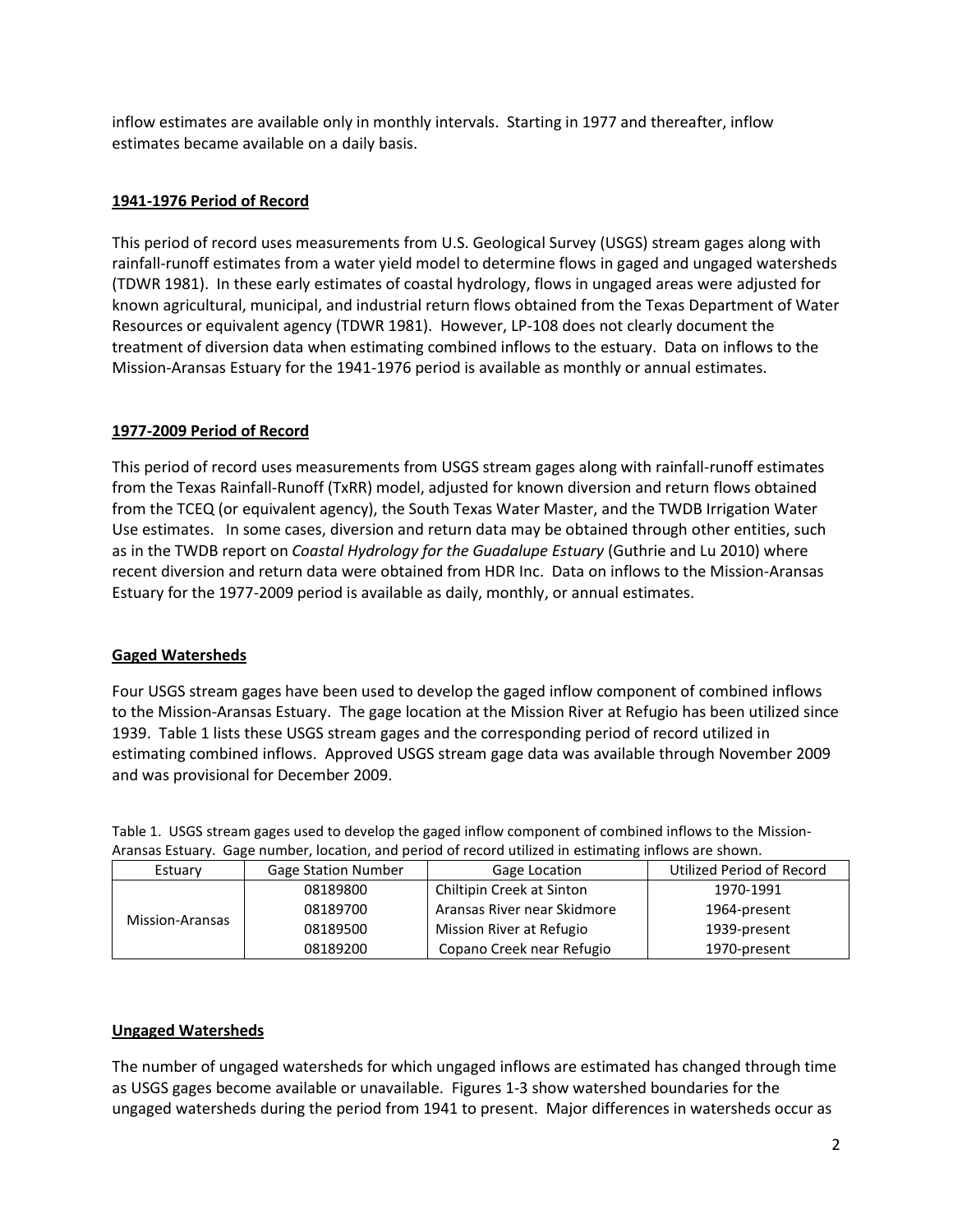inflow estimates are available only in monthly intervals. Starting in 1977 and thereafter, inflow estimates became available on a daily basis.

## 1941-1976 Period of Record

This period of record uses measurements from U.S. Geological Survey (USGS) stream gages along with rainfall-runoff estimates from a water yield model to determine flows in gaged and ungaged watersheds (TDWR 1981). In these early estimates of coastal hydrology, flows in ungaged areas were adjusted for known agricultural, municipal, and industrial return flows obtained from the Texas Department of Water Resources or equivalent agency (TDWR 1981). However, LP-108 does not clearly document the treatment of diversion data when estimating combined inflows to the estuary. Data on inflows to the Mission-Aransas Estuary for the 1941-1976 period is available as monthly or annual estimates.

## 1977-2009 Period of Record

This period of record uses measurements from USGS stream gages along with rainfall-runoff estimates from the Texas Rainfall-Runoff (TxRR) model, adjusted for known diversion and return flows obtained from the TCEQ (or equivalent agency), the South Texas Water Master, and the TWDB Irrigation Water Use estimates. In some cases, diversion and return data may be obtained through other entities, such as in the TWDB report on *Coastal Hydrology for the Guadalupe Estuary* (Guthrie and Lu 2010) where recent diversion and return data were obtained from HDR Inc. Data on inflows to the Mission-Aransas Estuary for the 1977-2009 period is available as daily, monthly, or annual estimates.

## Gaged Watersheds

Four USGS stream gages have been used to develop the gaged inflow component of combined inflows to the Mission-Aransas Estuary. The gage location at the Mission River at Refugio has been utilized since 1939. Table 1 lists these USGS stream gages and the corresponding period of record utilized in estimating combined inflows. Approved USGS stream gage data was available through November 2009 and was provisional for December 2009.

Table 1. USGS stream gages used to develop the gaged inflow component of combined inflows to the Mission-Aransas Estuary. Gage number, location, and period of record utilized in estimating inflows are shown.

| Estuary | Gage Station Number | Gage Location | Utilized Period of Record |
|---|---|---|---|
| Mission-Aransas | 08189800 | Chiltipin Creek at Sinton | 1970-1991 |
| | 08189700 | Aransas River near Skidmore | 1964-present |
| | 08189500 | Mission River at Refugio | 1939-present |
| | 08189200 | Copano Creek near Refugio | 1970-present |

## Ungaged Watersheds

The number of ungaged watersheds for which ungaged inflows are estimated has changed through time as USGS gages become available or unavailable. Figures 1-3 show watershed boundaries for the ungaged watersheds during the period from 1941 to present. Major differences in watersheds occur as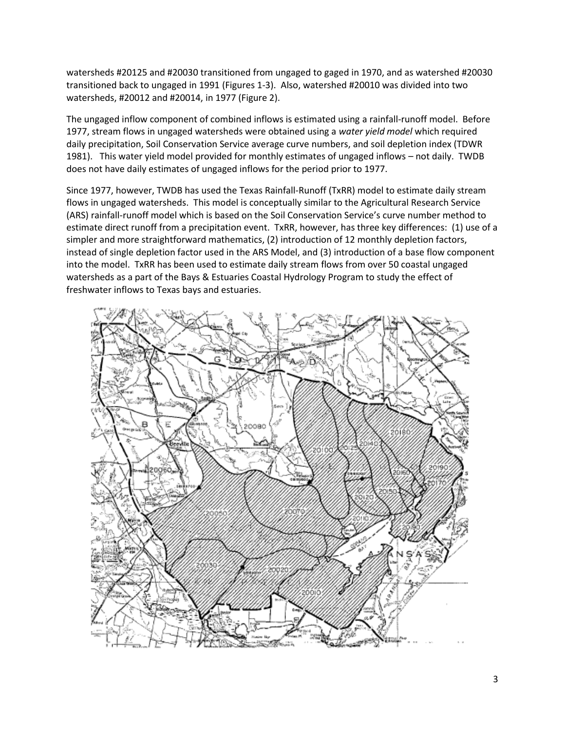watersheds #20125 and #20030 transitioned from ungaged to gaged in 1970, and as watershed #20030 transitioned back to ungaged in 1991 (Figures 1-3). Also, watershed #20010 was divided into two watersheds, #20012 and #20014, in 1977 (Figure 2).

The ungaged inflow component of combined inflows is estimated using a rainfall-runoff model. Before 1977, stream flows in ungaged watersheds were obtained using a *water yield model* which required daily precipitation, Soil Conservation Service average curve numbers, and soil depletion index (TDWR 1981). This water yield model provided for monthly estimates of ungaged inflows – not daily. TWDB does not have daily estimates of ungaged inflows for the period prior to 1977.

Since 1977, however, TWDB has used the Texas Rainfall-Runoff (TxRR) model to estimate daily stream flows in ungaged watersheds. This model is conceptually similar to the Agricultural Research Service (ARS) rainfall-runoff model which is based on the Soil Conservation Service's curve number method to estimate direct runoff from a precipitation event. TxRR, however, has three key differences: (1) use of a simpler and more straightforward mathematics, (2) introduction of 12 monthly depletion factors, instead of single depletion factor used in the ARS Model, and (3) introduction of a base flow component into the model. TxRR has been used to estimate daily stream flows from over 50 coastal ungaged watersheds as a part of the Bays & Estuaries Coastal Hydrology Program to study the effect of freshwater inflows to Texas bays and estuaries.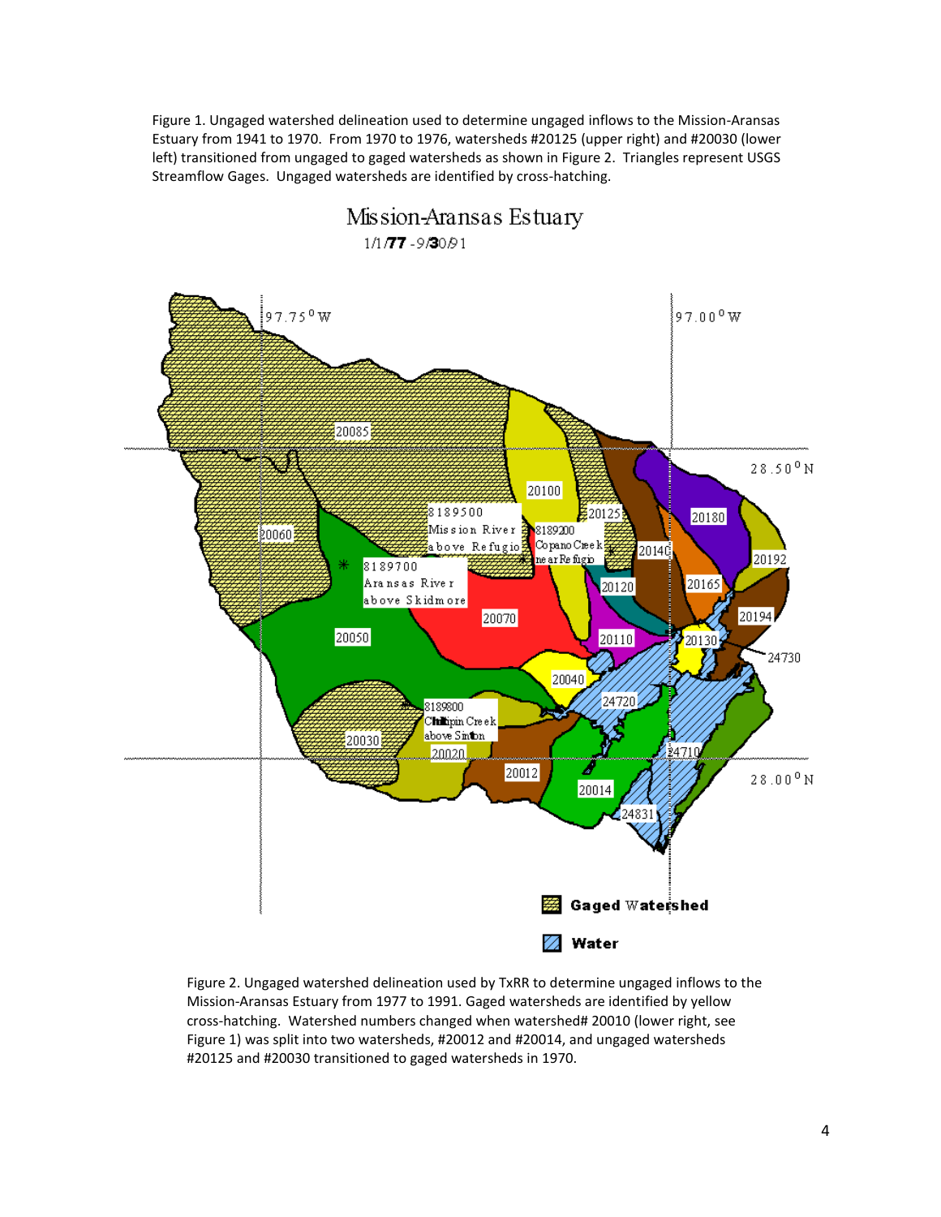Figure 1. Ungaged watershed delineation used to determine ungaged inflows to the Mission-Aransas Estuary from 1941 to 1970. From 1970 to 1976, watersheds #20125 (upper right) and #20030 (lower left) transitioned from ungaged to gaged watersheds as shown in Figure 2. Triangles represent USGS Streamflow Gages. Ungaged watersheds are identified by cross-hatching.

Figure 2. Ungaged watershed delineation used by TxRR to determine ungaged inflows to the Mission-Aransas Estuary from 1977 to 1991. Gaged watersheds are identified by yellow cross-hatching. Watershed numbers changed when watershed# 20010 (lower right, see Figure 1) was split into two watersheds, #20012 and #20014, and ungaged watersheds #20125 and #20030 transitioned to gaged watersheds in 1970.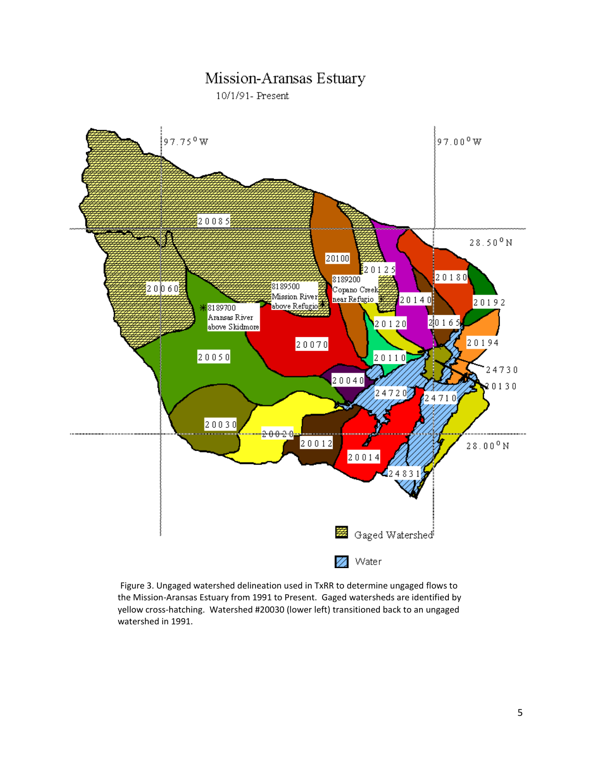Figure 3. Ungaged watershed delineation used in TxRR to determine ungaged flows to the Mission-Aransas Estuary from 1991 to Present. Gaged watersheds are identified by yellow cross-hatching. Watershed #20030 (lower left) transitioned back to an ungaged watershed in 1991.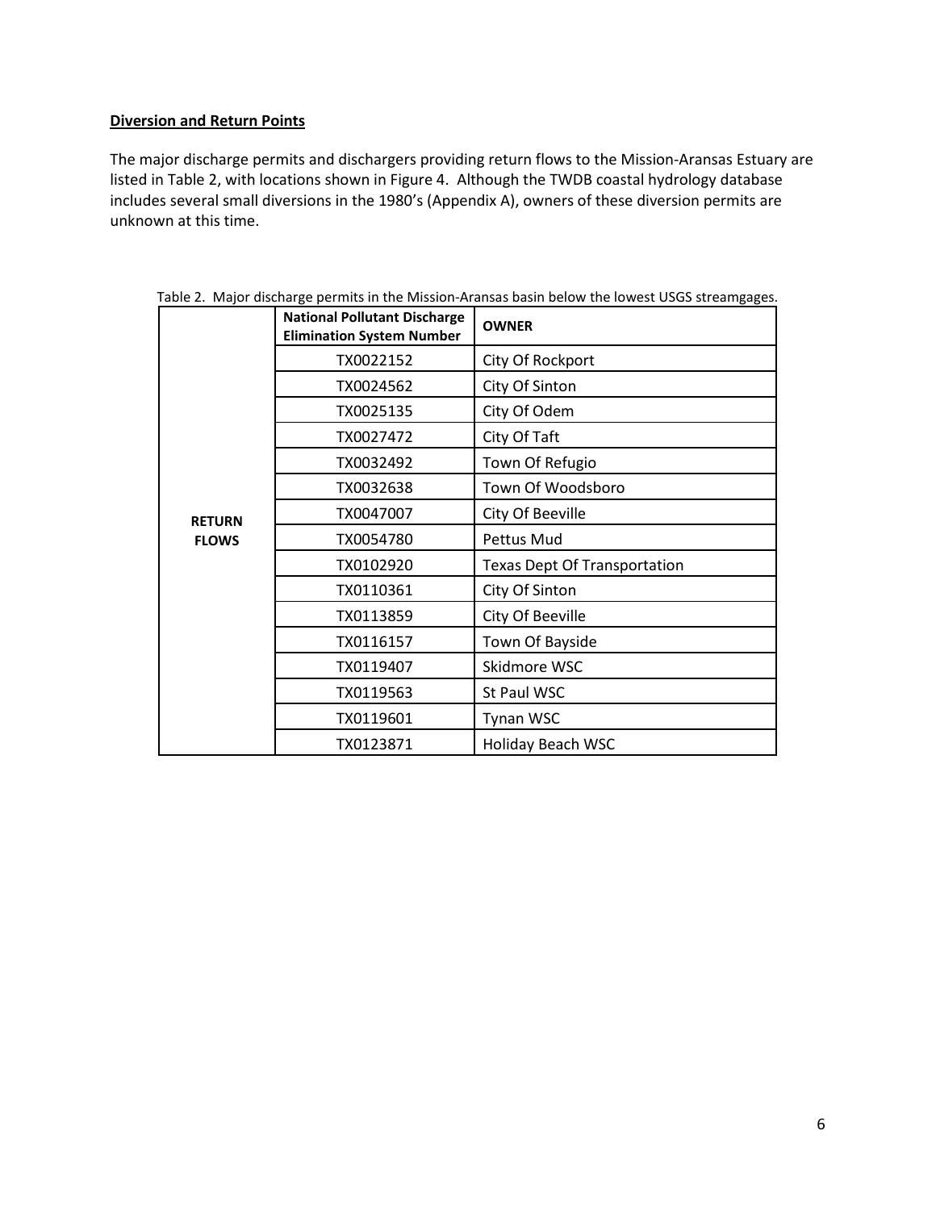**Diversion and Return Points**

The major discharge permits and dischargers providing return flows to the Mission-Aransas Estuary are listed in Table 2, with locations shown in Figure 4. Although the TWDB coastal hydrology database includes several small diversions in the 1980's (Appendix A), owners of these diversion permits are unknown at this time.

Table 2. Major discharge permits in the Mission-Aransas basin below the lowest USGS streamgages.

| | National Pollutant Discharge Elimination System Number | OWNER |
|---|---|---|
| **RETURN FLOWS** | TX0022152 | City Of Rockport |
| | TX0024562 | City Of Sinton |
| | TX0025135 | City Of Odem |
| | TX0027472 | City Of Taft |
| | TX0032492 | Town Of Refugio |
| | TX0032638 | Town Of Woodsboro |
| | TX0047007 | City Of Beeville |
| | TX0054780 | Pettus Mud |
| | TX0102920 | Texas Dept Of Transportation |
| | TX0110361 | City Of Sinton |
| | TX0113859 | City Of Beeville |
| | TX0116157 | Town Of Bayside |
| | TX0119407 | Skidmore WSC |
| | TX0119563 | St Paul WSC |
| | TX0119601 | Tynan WSC |
| | TX0123871 | Holiday Beach WSC |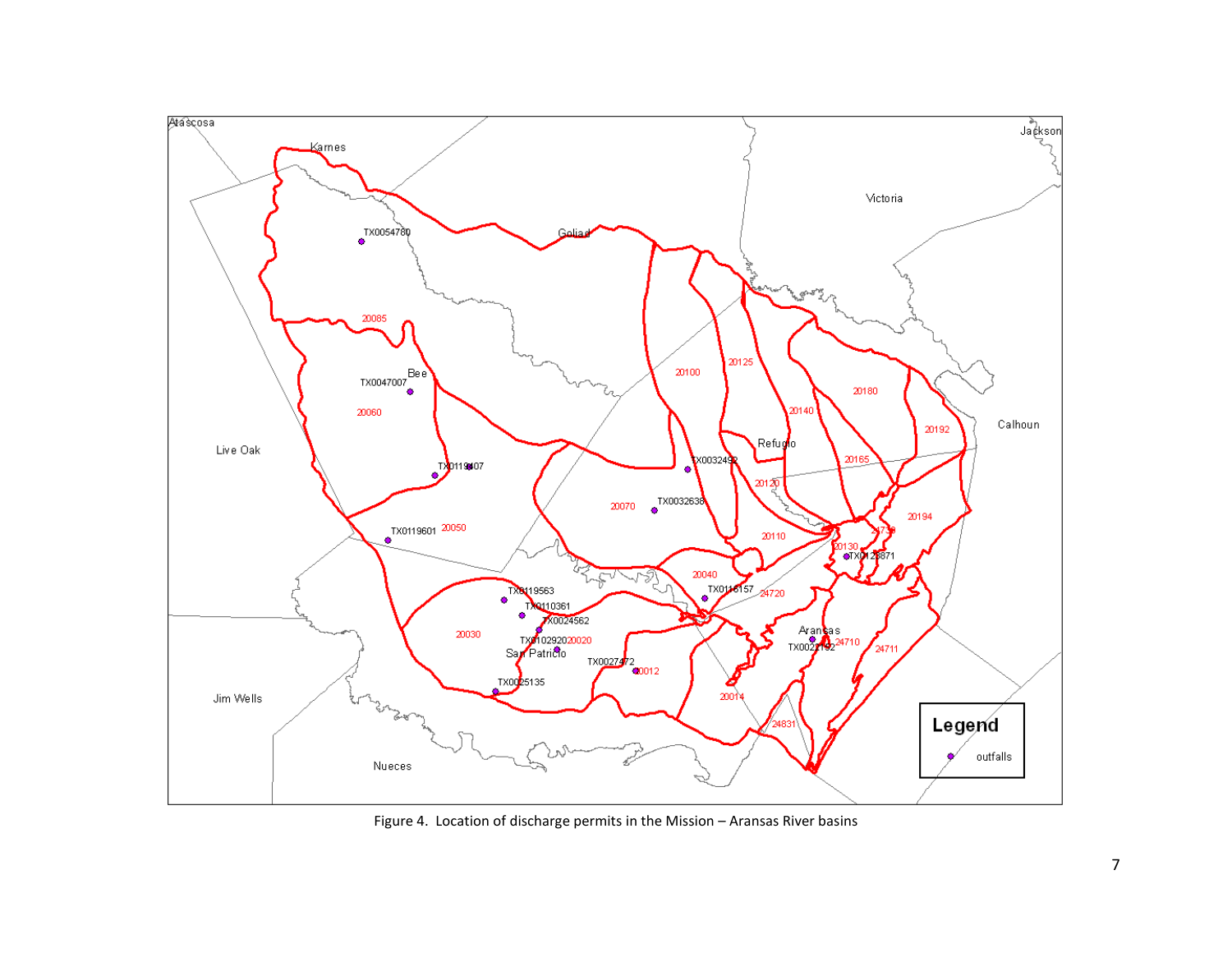Figure 4. Location of discharge permits in the Mission – Aransas River basins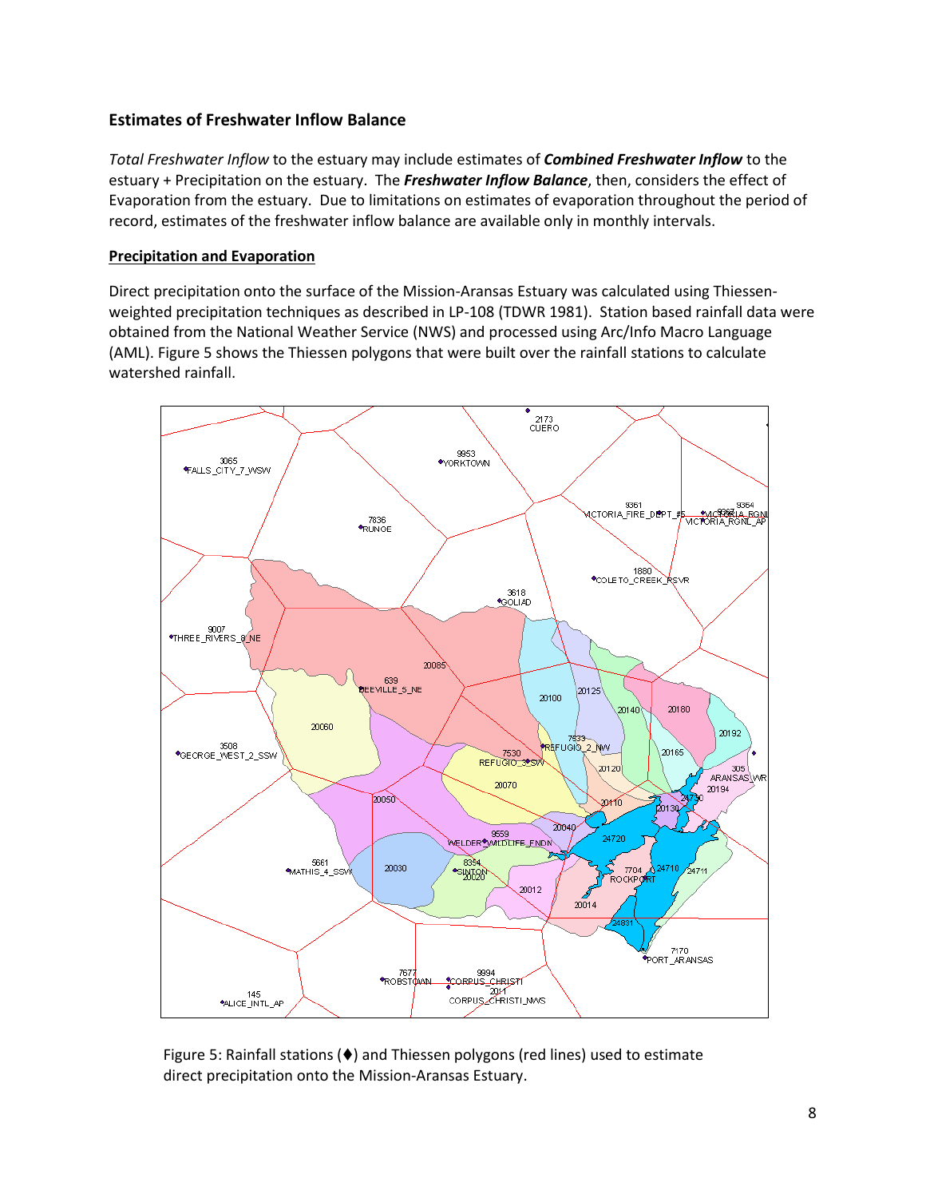## Estimates of Freshwater Inflow Balance

*Total Freshwater Inflow* to the estuary may include estimates of ***Combined Freshwater Inflow*** to the estuary + Precipitation on the estuary. The ***Freshwater Inflow Balance***, then, considers the effect of Evaporation from the estuary. Due to limitations on estimates of evaporation throughout the period of record, estimates of the freshwater inflow balance are available only in monthly intervals.

### Precipitation and Evaporation

Direct precipitation onto the surface of the Mission-Aransas Estuary was calculated using Thiessen-weighted precipitation techniques as described in LP-108 (TDWR 1981). Station based rainfall data were obtained from the National Weather Service (NWS) and processed using Arc/Info Macro Language (AML). Figure 5 shows the Thiessen polygons that were built over the rainfall stations to calculate watershed rainfall.

Figure 5: Rainfall stations (♦) and Thiessen polygons (red lines) used to estimate direct precipitation onto the Mission-Aransas Estuary.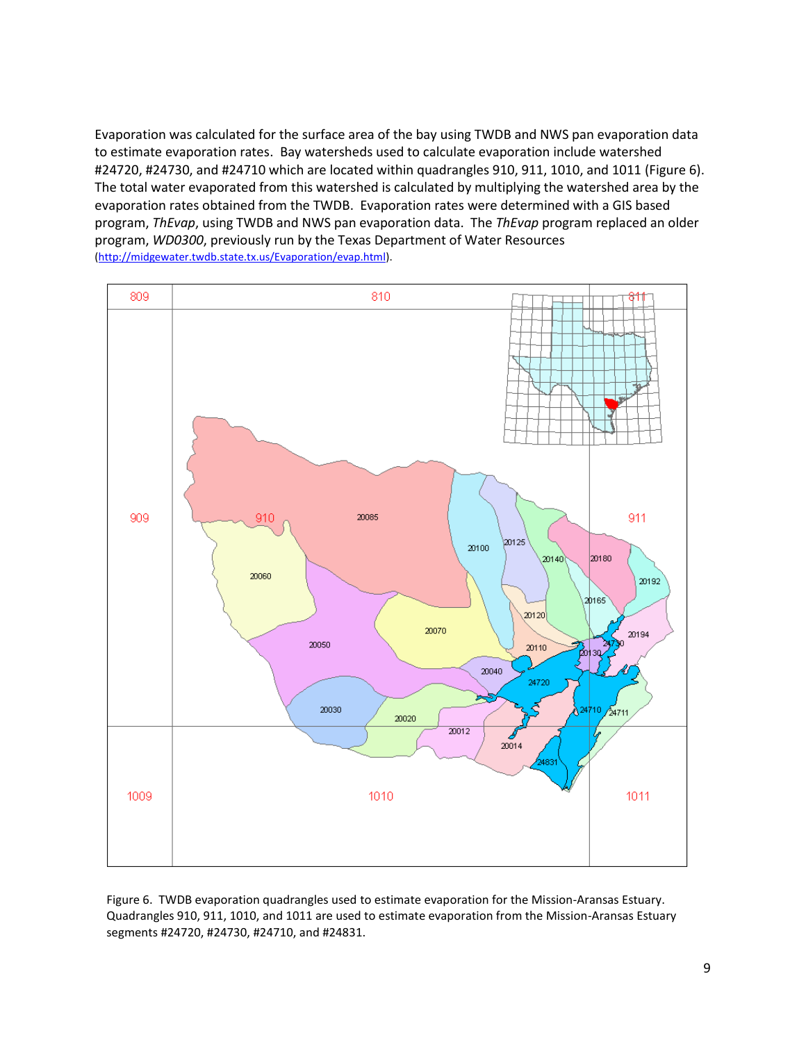Evaporation was calculated for the surface area of the bay using TWDB and NWS pan evaporation data to estimate evaporation rates. Bay watersheds used to calculate evaporation include watershed #24720, #24730, and #24710 which are located within quadrangles 910, 911, 1010, and 1011 (Figure 6). The total water evaporated from this watershed is calculated by multiplying the watershed area by the evaporation rates obtained from the TWDB. Evaporation rates were determined with a GIS based program, *ThEvap*, using TWDB and NWS pan evaporation data. The *ThEvap* program replaced an older program, *WD0300*, previously run by the Texas Department of Water Resources (http://midgewater.twdb.state.tx.us/Evaporation/evap.html).

Figure 6. TWDB evaporation quadrangles used to estimate evaporation for the Mission-Aransas Estuary. Quadrangles 910, 911, 1010, and 1011 are used to estimate evaporation from the Mission-Aransas Estuary segments #24720, #24730, #24710, and #24831.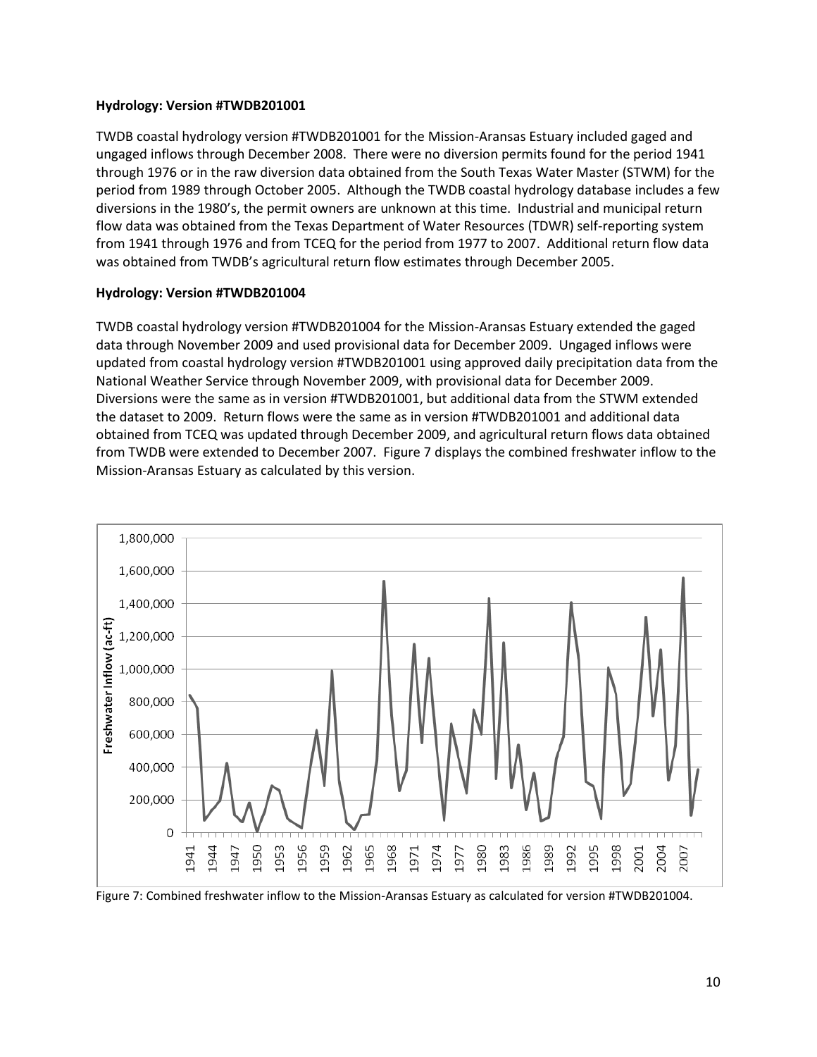**Hydrology: Version #TWDB201001**

TWDB coastal hydrology version #TWDB201001 for the Mission-Aransas Estuary included gaged and ungaged inflows through December 2008. There were no diversion permits found for the period 1941 through 1976 or in the raw diversion data obtained from the South Texas Water Master (STWM) for the period from 1989 through October 2005. Although the TWDB coastal hydrology database includes a few diversions in the 1980's, the permit owners are unknown at this time. Industrial and municipal return flow data was obtained from the Texas Department of Water Resources (TDWR) self-reporting system from 1941 through 1976 and from TCEQ for the period from 1977 to 2007. Additional return flow data was obtained from TWDB's agricultural return flow estimates through December 2005.

**Hydrology: Version #TWDB201004**

TWDB coastal hydrology version #TWDB201004 for the Mission-Aransas Estuary extended the gaged data through November 2009 and used provisional data for December 2009. Ungaged inflows were updated from coastal hydrology version #TWDB201001 using approved daily precipitation data from the National Weather Service through November 2009, with provisional data for December 2009. Diversions were the same as in version #TWDB201001, but additional data from the STWM extended the dataset to 2009. Return flows were the same as in version #TWDB201001 and additional data obtained from TCEQ was updated through December 2009, and agricultural return flows data obtained from TWDB were extended to December 2007. Figure 7 displays the combined freshwater inflow to the Mission-Aransas Estuary as calculated by this version.

Figure 7: Combined freshwater inflow to the Mission-Aransas Estuary as calculated for version #TWDB201004.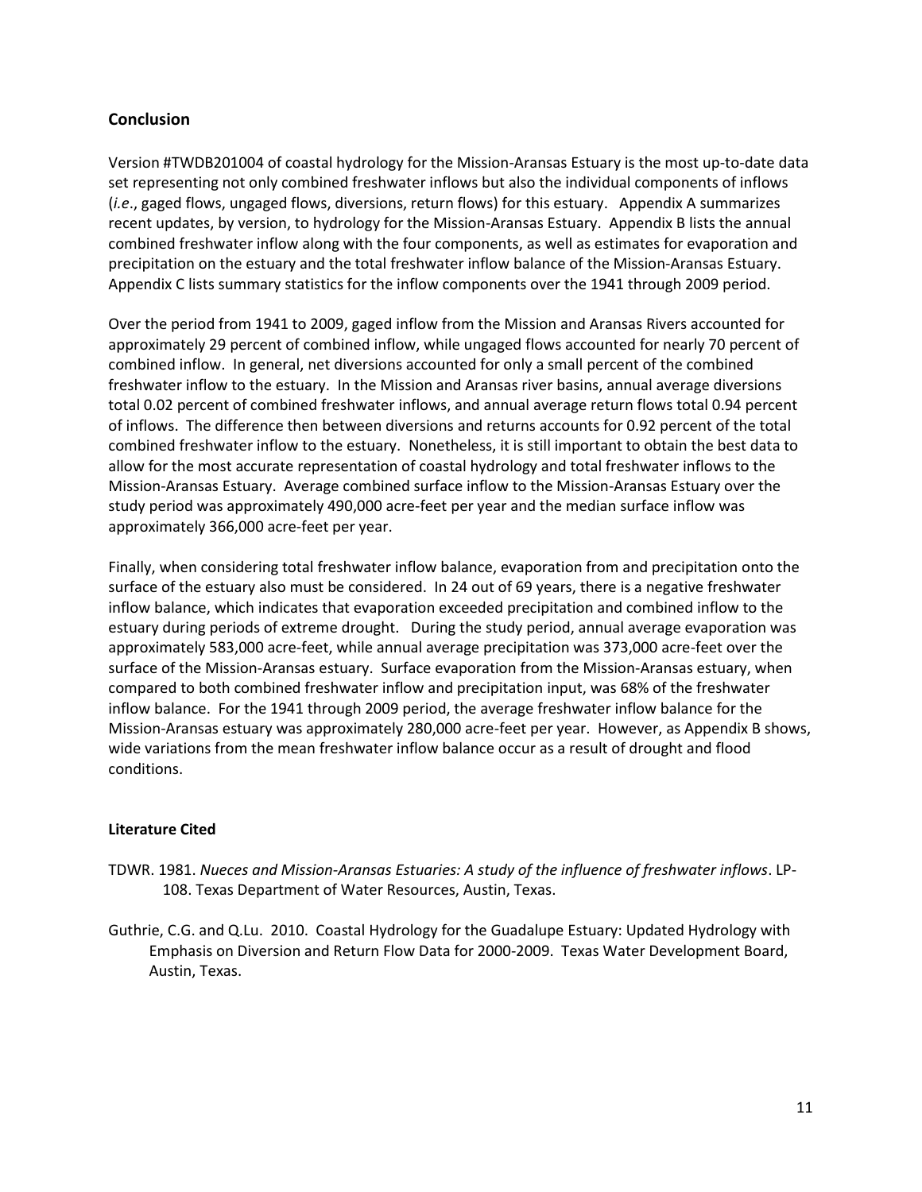## Conclusion

Version #TWDB201004 of coastal hydrology for the Mission-Aransas Estuary is the most up-to-date data set representing not only combined freshwater inflows but also the individual components of inflows (*i.e*., gaged flows, ungaged flows, diversions, return flows) for this estuary. Appendix A summarizes recent updates, by version, to hydrology for the Mission-Aransas Estuary. Appendix B lists the annual combined freshwater inflow along with the four components, as well as estimates for evaporation and precipitation on the estuary and the total freshwater inflow balance of the Mission-Aransas Estuary. Appendix C lists summary statistics for the inflow components over the 1941 through 2009 period.

Over the period from 1941 to 2009, gaged inflow from the Mission and Aransas Rivers accounted for approximately 29 percent of combined inflow, while ungaged flows accounted for nearly 70 percent of combined inflow. In general, net diversions accounted for only a small percent of the combined freshwater inflow to the estuary. In the Mission and Aransas river basins, annual average diversions total 0.02 percent of combined freshwater inflows, and annual average return flows total 0.94 percent of inflows. The difference then between diversions and returns accounts for 0.92 percent of the total combined freshwater inflow to the estuary. Nonetheless, it is still important to obtain the best data to allow for the most accurate representation of coastal hydrology and total freshwater inflows to the Mission-Aransas Estuary. Average combined surface inflow to the Mission-Aransas Estuary over the study period was approximately 490,000 acre-feet per year and the median surface inflow was approximately 366,000 acre-feet per year.

Finally, when considering total freshwater inflow balance, evaporation from and precipitation onto the surface of the estuary also must be considered. In 24 out of 69 years, there is a negative freshwater inflow balance, which indicates that evaporation exceeded precipitation and combined inflow to the estuary during periods of extreme drought. During the study period, annual average evaporation was approximately 583,000 acre-feet, while annual average precipitation was 373,000 acre-feet over the surface of the Mission-Aransas estuary. Surface evaporation from the Mission-Aransas estuary, when compared to both combined freshwater inflow and precipitation input, was 68% of the freshwater inflow balance. For the 1941 through 2009 period, the average freshwater inflow balance for the Mission-Aransas estuary was approximately 280,000 acre-feet per year. However, as Appendix B shows, wide variations from the mean freshwater inflow balance occur as a result of drought and flood conditions.

## Literature Cited

TDWR. 1981. *Nueces and Mission-Aransas Estuaries: A study of the influence of freshwater inflows*. LP-108. Texas Department of Water Resources, Austin, Texas.

Guthrie, C.G. and Q.Lu. 2010. Coastal Hydrology for the Guadalupe Estuary: Updated Hydrology with Emphasis on Diversion and Return Flow Data for 2000-2009. Texas Water Development Board, Austin, Texas.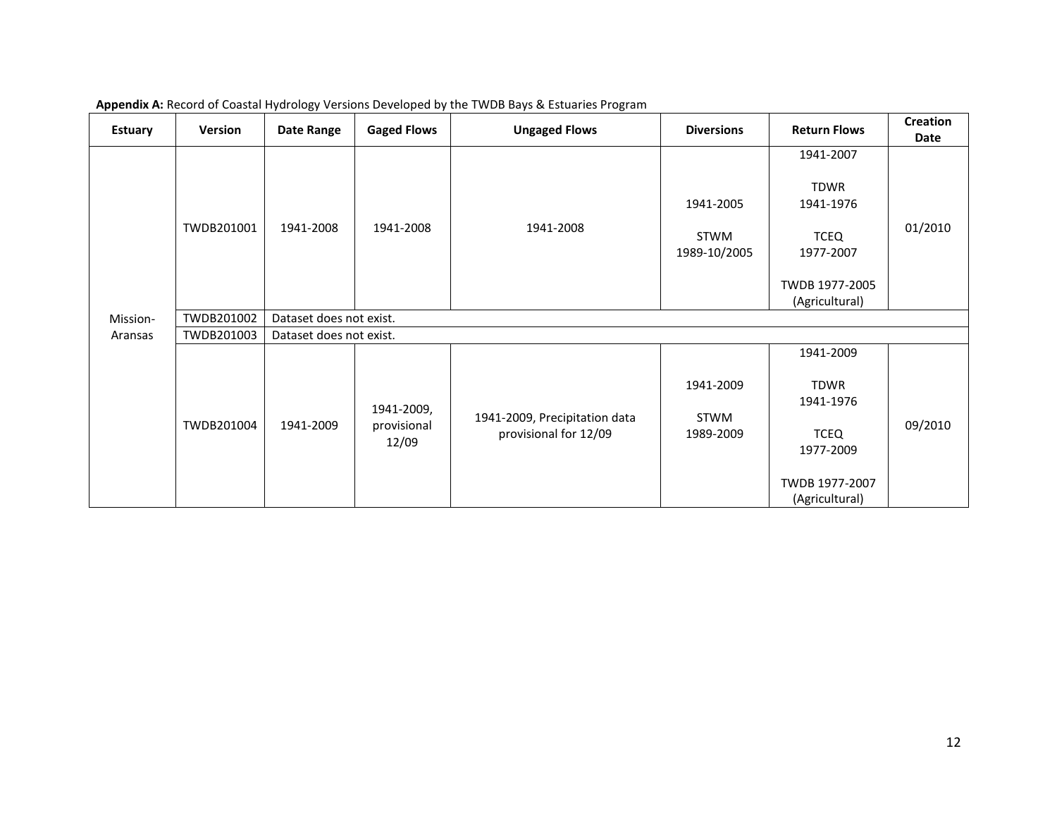**Appendix A:** Record of Coastal Hydrology Versions Developed by the TWDB Bays & Estuaries Program

| Estuary | Version | Date Range | Gaged Flows | Ungaged Flows | Diversions | Return Flows | Creation Date |
|---|---|---|---|---|---|---|---|
| Mission-Aransas | TWDB201001 | 1941-2008 | 1941-2008 | 1941-2008 | 1941-2005<br><br>STWM 1989-10/2005 | 1941-2007<br><br>TDWR 1941-1976<br><br>TCEQ 1977-2007<br><br>TWDB 1977-2005 (Agricultural) | 01/2010 |
| | TWDB201002 | Dataset does not exist. | | | | | |
| | TWDB201003 | Dataset does not exist. | | | | | |
| | TWDB201004 | 1941-2009 | 1941-2009, provisional 12/09 | 1941-2009, Precipitation data provisional for 12/09 | 1941-2009<br><br>STWM 1989-2009 | 1941-2009<br><br>TDWR 1941-1976<br><br>TCEQ 1977-2009<br><br>TWDB 1977-2007 (Agricultural) | 09/2010 |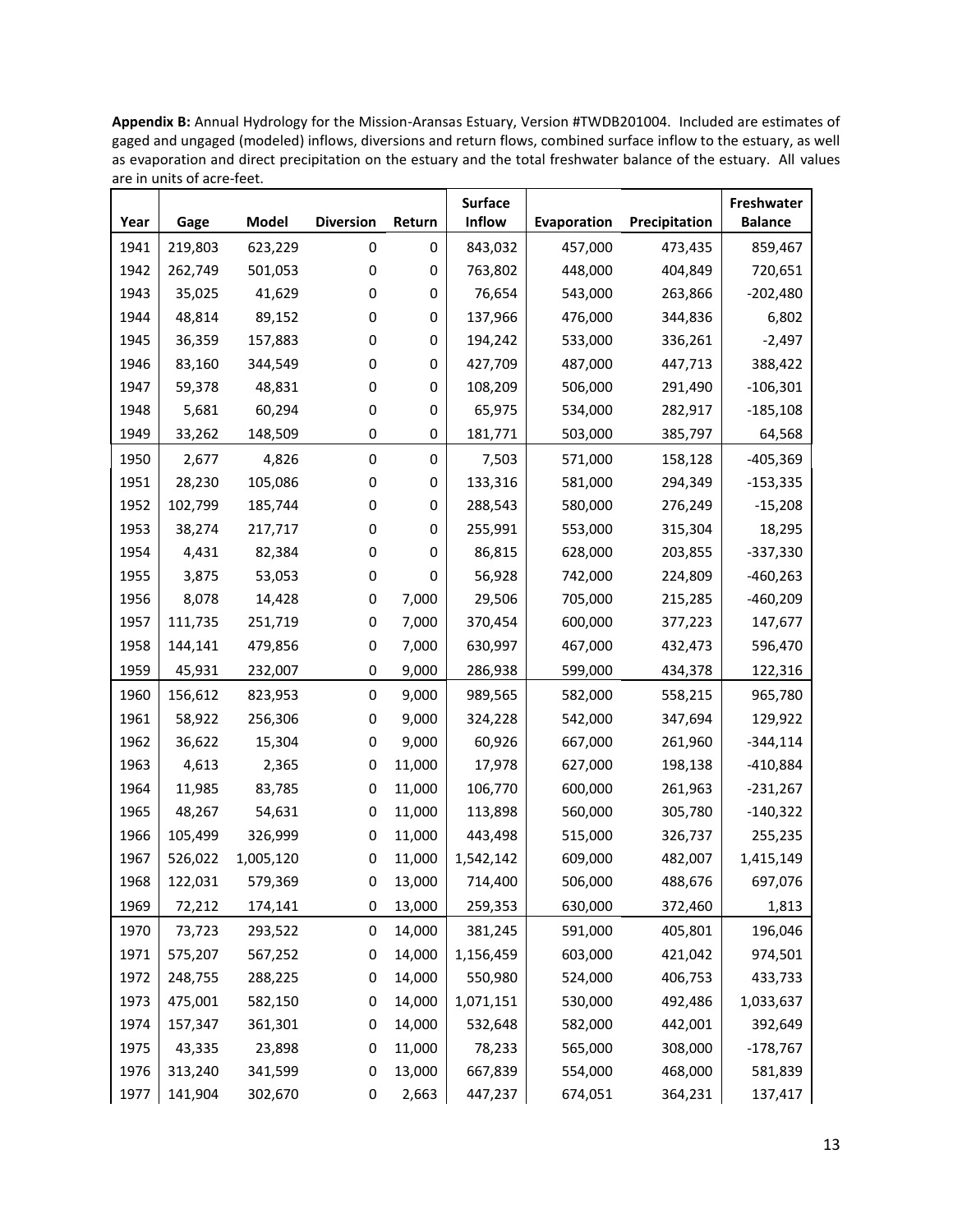**Appendix B:** Annual Hydrology for the Mission-Aransas Estuary, Version #TWDB201004. Included are estimates of gaged and ungaged (modeled) inflows, diversions and return flows, combined surface inflow to the estuary, as well as evaporation and direct precipitation on the estuary and the total freshwater balance of the estuary. All values are in units of acre-feet.

| Year | Gage | Model | Diversion | Return | Surface Inflow | Evaporation | Precipitation | Freshwater Balance |
|---|---|---|---|---|---|---|---|---|
| 1941 | 219,803 | 623,229 | 0 | 0 | 843,032 | 457,000 | 473,435 | 859,467 |
| 1942 | 262,749 | 501,053 | 0 | 0 | 763,802 | 448,000 | 404,849 | 720,651 |
| 1943 | 35,025 | 41,629 | 0 | 0 | 76,654 | 543,000 | 263,866 | -202,480 |
| 1944 | 48,814 | 89,152 | 0 | 0 | 137,966 | 476,000 | 344,836 | 6,802 |
| 1945 | 36,359 | 157,883 | 0 | 0 | 194,242 | 533,000 | 336,261 | -2,497 |
| 1946 | 83,160 | 344,549 | 0 | 0 | 427,709 | 487,000 | 447,713 | 388,422 |
| 1947 | 59,378 | 48,831 | 0 | 0 | 108,209 | 506,000 | 291,490 | -106,301 |
| 1948 | 5,681 | 60,294 | 0 | 0 | 65,975 | 534,000 | 282,917 | -185,108 |
| 1949 | 33,262 | 148,509 | 0 | 0 | 181,771 | 503,000 | 385,797 | 64,568 |
| 1950 | 2,677 | 4,826 | 0 | 0 | 7,503 | 571,000 | 158,128 | -405,369 |
| 1951 | 28,230 | 105,086 | 0 | 0 | 133,316 | 581,000 | 294,349 | -153,335 |
| 1952 | 102,799 | 185,744 | 0 | 0 | 288,543 | 580,000 | 276,249 | -15,208 |
| 1953 | 38,274 | 217,717 | 0 | 0 | 255,991 | 553,000 | 315,304 | 18,295 |
| 1954 | 4,431 | 82,384 | 0 | 0 | 86,815 | 628,000 | 203,855 | -337,330 |
| 1955 | 3,875 | 53,053 | 0 | 0 | 56,928 | 742,000 | 224,809 | -460,263 |
| 1956 | 8,078 | 14,428 | 0 | 7,000 | 29,506 | 705,000 | 215,285 | -460,209 |
| 1957 | 111,735 | 251,719 | 0 | 7,000 | 370,454 | 600,000 | 377,223 | 147,677 |
| 1958 | 144,141 | 479,856 | 0 | 7,000 | 630,997 | 467,000 | 432,473 | 596,470 |
| 1959 | 45,931 | 232,007 | 0 | 9,000 | 286,938 | 599,000 | 434,378 | 122,316 |
| 1960 | 156,612 | 823,953 | 0 | 9,000 | 989,565 | 582,000 | 558,215 | 965,780 |
| 1961 | 58,922 | 256,306 | 0 | 9,000 | 324,228 | 542,000 | 347,694 | 129,922 |
| 1962 | 36,622 | 15,304 | 0 | 9,000 | 60,926 | 667,000 | 261,960 | -344,114 |
| 1963 | 4,613 | 2,365 | 0 | 11,000 | 17,978 | 627,000 | 198,138 | -410,884 |
| 1964 | 11,985 | 83,785 | 0 | 11,000 | 106,770 | 600,000 | 261,963 | -231,267 |
| 1965 | 48,267 | 54,631 | 0 | 11,000 | 113,898 | 560,000 | 305,780 | -140,322 |
| 1966 | 105,499 | 326,999 | 0 | 11,000 | 443,498 | 515,000 | 326,737 | 255,235 |
| 1967 | 526,022 | 1,005,120 | 0 | 11,000 | 1,542,142 | 609,000 | 482,007 | 1,415,149 |
| 1968 | 122,031 | 579,369 | 0 | 13,000 | 714,400 | 506,000 | 488,676 | 697,076 |
| 1969 | 72,212 | 174,141 | 0 | 13,000 | 259,353 | 630,000 | 372,460 | 1,813 |
| 1970 | 73,723 | 293,522 | 0 | 14,000 | 381,245 | 591,000 | 405,801 | 196,046 |
| 1971 | 575,207 | 567,252 | 0 | 14,000 | 1,156,459 | 603,000 | 421,042 | 974,501 |
| 1972 | 248,755 | 288,225 | 0 | 14,000 | 550,980 | 524,000 | 406,753 | 433,733 |
| 1973 | 475,001 | 582,150 | 0 | 14,000 | 1,071,151 | 530,000 | 492,486 | 1,033,637 |
| 1974 | 157,347 | 361,301 | 0 | 14,000 | 532,648 | 582,000 | 442,001 | 392,649 |
| 1975 | 43,335 | 23,898 | 0 | 11,000 | 78,233 | 565,000 | 308,000 | -178,767 |
| 1976 | 313,240 | 341,599 | 0 | 13,000 | 667,839 | 554,000 | 468,000 | 581,839 |
| 1977 | 141,904 | 302,670 | 0 | 2,663 | 447,237 | 674,051 | 364,231 | 137,417 |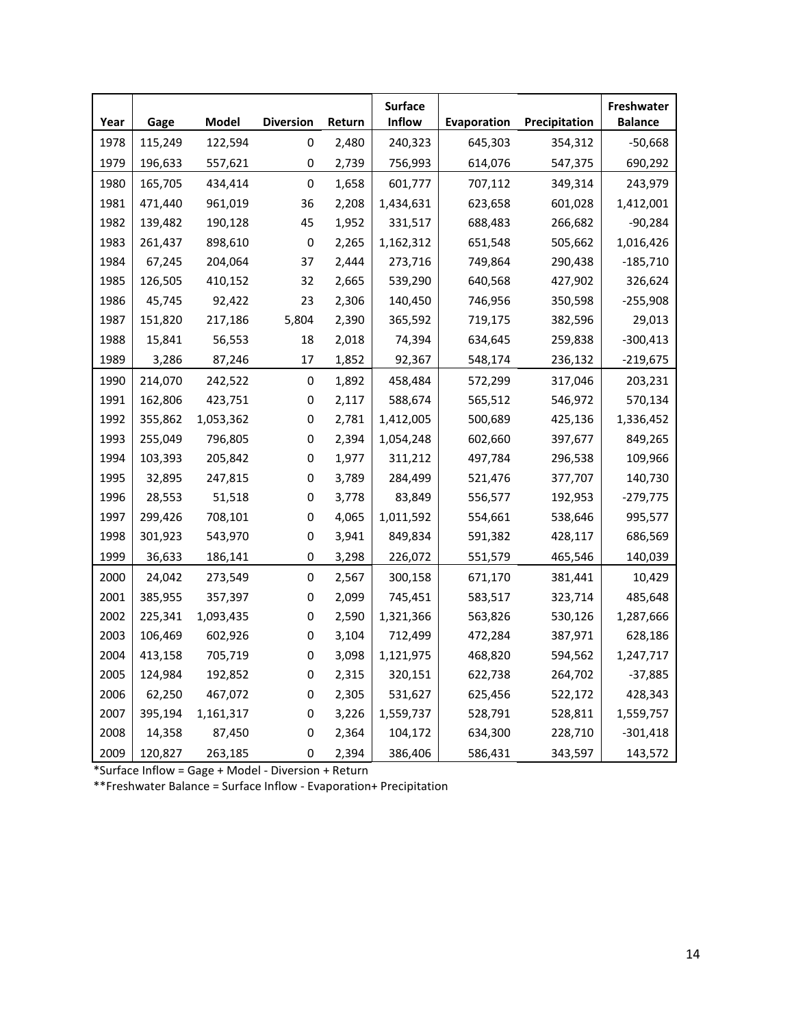| Year | Gage | Model | Diversion | Return | Surface Inflow | Evaporation | Precipitation | Freshwater Balance |
|---|---|---|---|---|---|---|---|---|
| 1978 | 115,249 | 122,594 | 0 | 2,480 | 240,323 | 645,303 | 354,312 | -50,668 |
| 1979 | 196,633 | 557,621 | 0 | 2,739 | 756,993 | 614,076 | 547,375 | 690,292 |
| 1980 | 165,705 | 434,414 | 0 | 1,658 | 601,777 | 707,112 | 349,314 | 243,979 |
| 1981 | 471,440 | 961,019 | 36 | 2,208 | 1,434,631 | 623,658 | 601,028 | 1,412,001 |
| 1982 | 139,482 | 190,128 | 45 | 1,952 | 331,517 | 688,483 | 266,682 | -90,284 |
| 1983 | 261,437 | 898,610 | 0 | 2,265 | 1,162,312 | 651,548 | 505,662 | 1,016,426 |
| 1984 | 67,245 | 204,064 | 37 | 2,444 | 273,716 | 749,864 | 290,438 | -185,710 |
| 1985 | 126,505 | 410,152 | 32 | 2,665 | 539,290 | 640,568 | 427,902 | 326,624 |
| 1986 | 45,745 | 92,422 | 23 | 2,306 | 140,450 | 746,956 | 350,598 | -255,908 |
| 1987 | 151,820 | 217,186 | 5,804 | 2,390 | 365,592 | 719,175 | 382,596 | 29,013 |
| 1988 | 15,841 | 56,553 | 18 | 2,018 | 74,394 | 634,645 | 259,838 | -300,413 |
| 1989 | 3,286 | 87,246 | 17 | 1,852 | 92,367 | 548,174 | 236,132 | -219,675 |
| 1990 | 214,070 | 242,522 | 0 | 1,892 | 458,484 | 572,299 | 317,046 | 203,231 |
| 1991 | 162,806 | 423,751 | 0 | 2,117 | 588,674 | 565,512 | 546,972 | 570,134 |
| 1992 | 355,862 | 1,053,362 | 0 | 2,781 | 1,412,005 | 500,689 | 425,136 | 1,336,452 |
| 1993 | 255,049 | 796,805 | 0 | 2,394 | 1,054,248 | 602,660 | 397,677 | 849,265 |
| 1994 | 103,393 | 205,842 | 0 | 1,977 | 311,212 | 497,784 | 296,538 | 109,966 |
| 1995 | 32,895 | 247,815 | 0 | 3,789 | 284,499 | 521,476 | 377,707 | 140,730 |
| 1996 | 28,553 | 51,518 | 0 | 3,778 | 83,849 | 556,577 | 192,953 | -279,775 |
| 1997 | 299,426 | 708,101 | 0 | 4,065 | 1,011,592 | 554,661 | 538,646 | 995,577 |
| 1998 | 301,923 | 543,970 | 0 | 3,941 | 849,834 | 591,382 | 428,117 | 686,569 |
| 1999 | 36,633 | 186,141 | 0 | 3,298 | 226,072 | 551,579 | 465,546 | 140,039 |
| 2000 | 24,042 | 273,549 | 0 | 2,567 | 300,158 | 671,170 | 381,441 | 10,429 |
| 2001 | 385,955 | 357,397 | 0 | 2,099 | 745,451 | 583,517 | 323,714 | 485,648 |
| 2002 | 225,341 | 1,093,435 | 0 | 2,590 | 1,321,366 | 563,826 | 530,126 | 1,287,666 |
| 2003 | 106,469 | 602,926 | 0 | 3,104 | 712,499 | 472,284 | 387,971 | 628,186 |
| 2004 | 413,158 | 705,719 | 0 | 3,098 | 1,121,975 | 468,820 | 594,562 | 1,247,717 |
| 2005 | 124,984 | 192,852 | 0 | 2,315 | 320,151 | 622,738 | 264,702 | -37,885 |
| 2006 | 62,250 | 467,072 | 0 | 2,305 | 531,627 | 625,456 | 522,172 | 428,343 |
| 2007 | 395,194 | 1,161,317 | 0 | 3,226 | 1,559,737 | 528,791 | 528,811 | 1,559,757 |
| 2008 | 14,358 | 87,450 | 0 | 2,364 | 104,172 | 634,300 | 228,710 | -301,418 |
| 2009 | 120,827 | 263,185 | 0 | 2,394 | 386,406 | 586,431 | 343,597 | 143,572 |

*Surface Inflow = Gage + Model - Diversion + Return

**Freshwater Balance = Surface Inflow - Evaporation+ Precipitation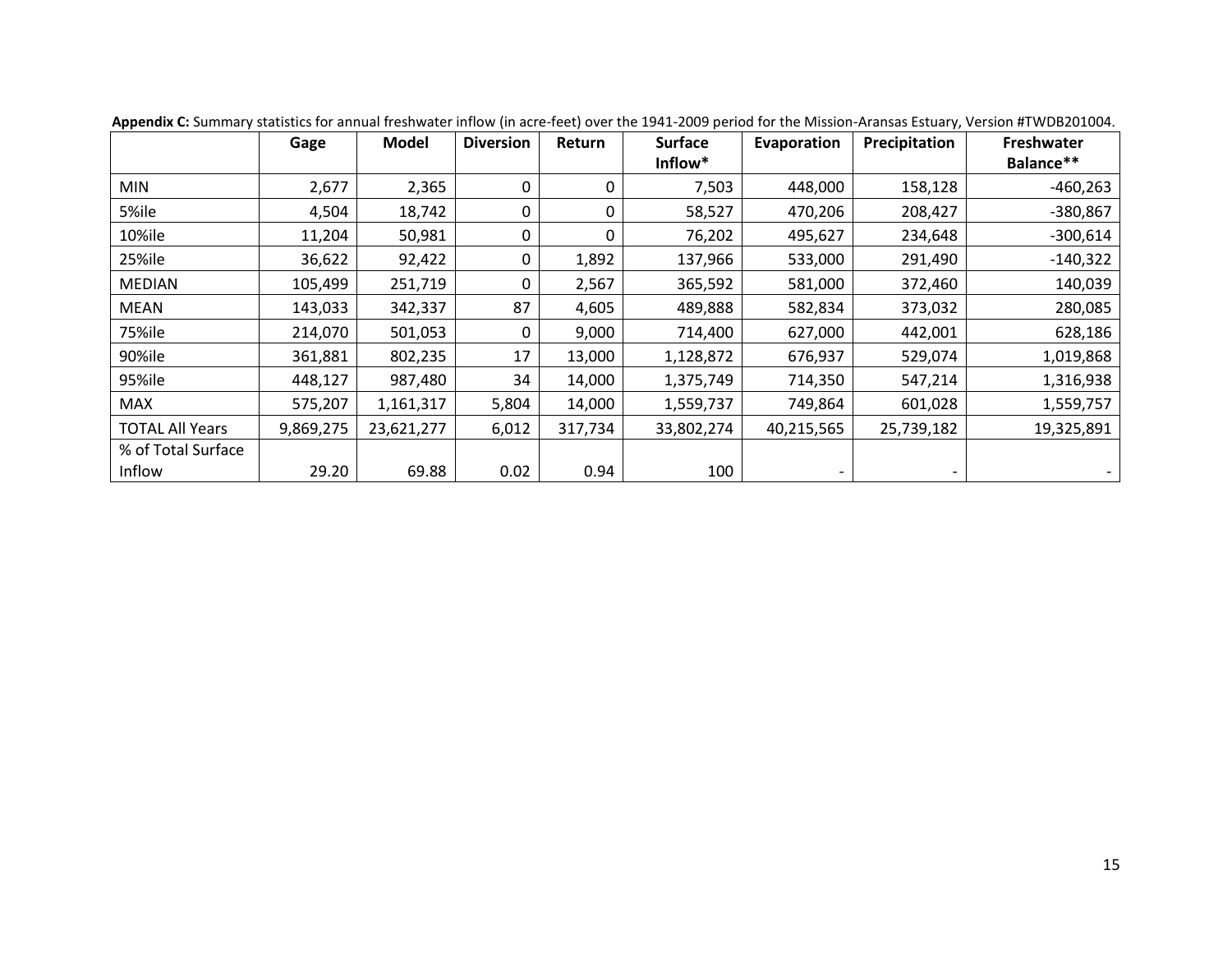**Appendix C:** Summary statistics for annual freshwater inflow (in acre-feet) over the 1941-2009 period for the Mission-Aransas Estuary, Version #TWDB201004.

| | Gage | Model | Diversion | Return | Surface Inflow* | Evaporation | Precipitation | Freshwater Balance** |
|---|---|---|---|---|---|---|---|---|
| MIN | 2,677 | 2,365 | 0 | 0 | 7,503 | 448,000 | 158,128 | -460,263 |
| 5%ile | 4,504 | 18,742 | 0 | 0 | 58,527 | 470,206 | 208,427 | -380,867 |
| 10%ile | 11,204 | 50,981 | 0 | 0 | 76,202 | 495,627 | 234,648 | -300,614 |
| 25%ile | 36,622 | 92,422 | 0 | 1,892 | 137,966 | 533,000 | 291,490 | -140,322 |
| MEDIAN | 105,499 | 251,719 | 0 | 2,567 | 365,592 | 581,000 | 372,460 | 140,039 |
| MEAN | 143,033 | 342,337 | 87 | 4,605 | 489,888 | 582,834 | 373,032 | 280,085 |
| 75%ile | 214,070 | 501,053 | 0 | 9,000 | 714,400 | 627,000 | 442,001 | 628,186 |
| 90%ile | 361,881 | 802,235 | 17 | 13,000 | 1,128,872 | 676,937 | 529,074 | 1,019,868 |
| 95%ile | 448,127 | 987,480 | 34 | 14,000 | 1,375,749 | 714,350 | 547,214 | 1,316,938 |
| MAX | 575,207 | 1,161,317 | 5,804 | 14,000 | 1,559,737 | 749,864 | 601,028 | 1,559,757 |
| TOTAL All Years | 9,869,275 | 23,621,277 | 6,012 | 317,734 | 33,802,274 | 40,215,565 | 25,739,182 | 19,325,891 |
| % of Total Surface Inflow | 29.20 | 69.88 | 0.02 | 0.94 | 100 | - | - | - |